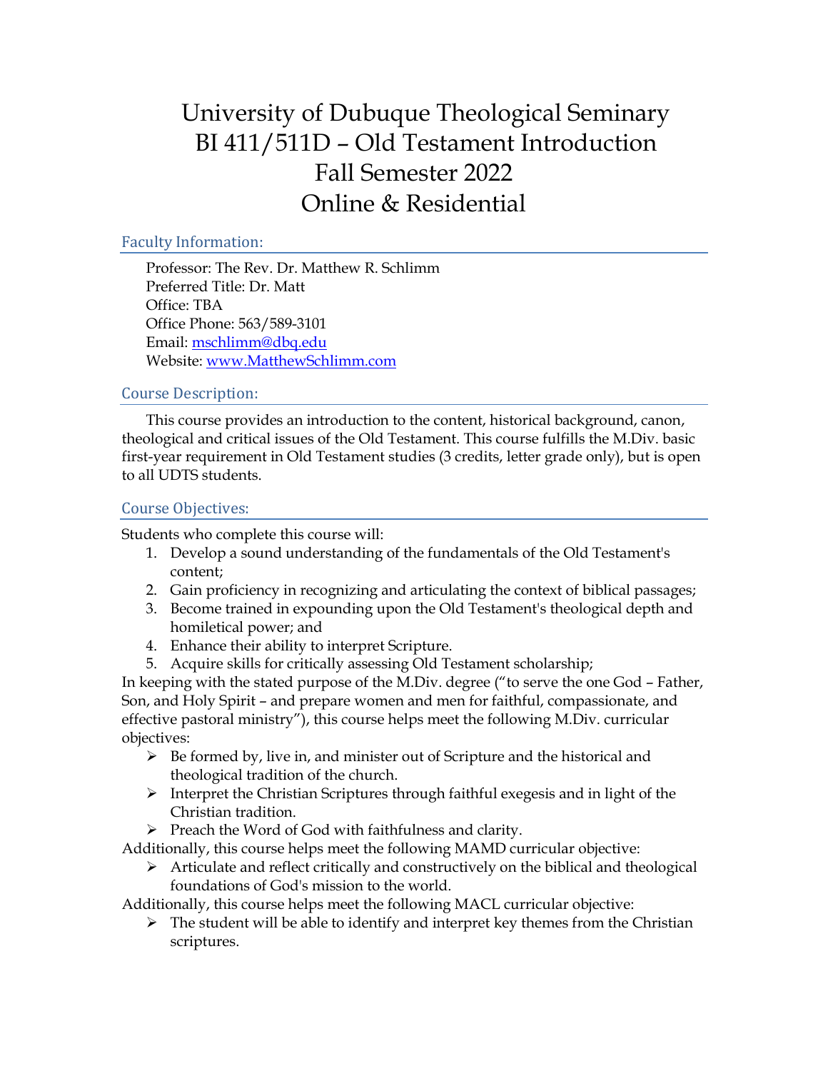# University of Dubuque Theological Seminary
# BI 411/511D – Old Testament Introduction
# Fall Semester 2022
# Online & Residential

## Faculty Information:

Professor: The Rev. Dr. Matthew R. Schlimm
Preferred Title: Dr. Matt
Office: TBA
Office Phone: 563/589-3101
Email: mschlimm@dbq.edu
Website: www.MatthewSchlimm.com

## Course Description:

This course provides an introduction to the content, historical background, canon, theological and critical issues of the Old Testament. This course fulfills the M.Div. basic first-year requirement in Old Testament studies (3 credits, letter grade only), but is open to all UDTS students.

## Course Objectives:

Students who complete this course will:

1. Develop a sound understanding of the fundamentals of the Old Testament's content;
2. Gain proficiency in recognizing and articulating the context of biblical passages;
3. Become trained in expounding upon the Old Testament's theological depth and homiletical power; and
4. Enhance their ability to interpret Scripture.
5. Acquire skills for critically assessing Old Testament scholarship;

In keeping with the stated purpose of the M.Div. degree ("to serve the one God – Father, Son, and Holy Spirit – and prepare women and men for faithful, compassionate, and effective pastoral ministry"), this course helps meet the following M.Div. curricular objectives:

- Be formed by, live in, and minister out of Scripture and the historical and theological tradition of the church.
- Interpret the Christian Scriptures through faithful exegesis and in light of the Christian tradition.
- Preach the Word of God with faithfulness and clarity.

Additionally, this course helps meet the following MAMD curricular objective:

- Articulate and reflect critically and constructively on the biblical and theological foundations of God's mission to the world.

Additionally, this course helps meet the following MACL curricular objective:

- The student will be able to identify and interpret key themes from the Christian scriptures.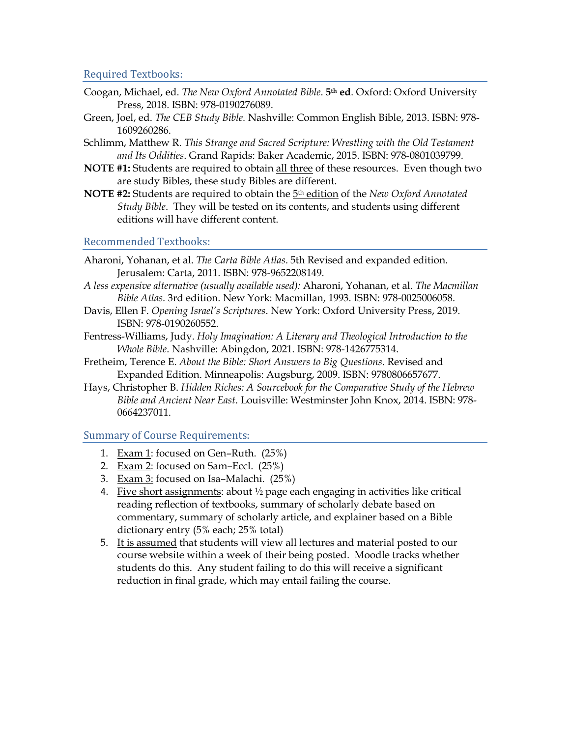## Required Textbooks:

Coogan, Michael, ed. *The New Oxford Annotated Bible*. **5th ed**. Oxford: Oxford University Press, 2018. ISBN: 978-0190276089.

Green, Joel, ed. *The CEB Study Bible.* Nashville: Common English Bible, 2013. ISBN: 978-1609260286.

Schlimm, Matthew R. *This Strange and Sacred Scripture: Wrestling with the Old Testament and Its Oddities*. Grand Rapids: Baker Academic, 2015. ISBN: 978-0801039799.

**NOTE #1:** Students are required to obtain all three of these resources. Even though two are study Bibles, these study Bibles are different.

**NOTE #2:** Students are required to obtain the 5th edition of the *New Oxford Annotated Study Bible*. They will be tested on its contents, and students using different editions will have different content.

## Recommended Textbooks:

Aharoni, Yohanan, et al. *The Carta Bible Atlas*. 5th Revised and expanded edition. Jerusalem: Carta, 2011. ISBN: 978-9652208149.

*A less expensive alternative (usually available used):* Aharoni, Yohanan, et al. *The Macmillan Bible Atlas*. 3rd edition. New York: Macmillan, 1993. ISBN: 978-0025006058.

Davis, Ellen F. *Opening Israel's Scriptures*. New York: Oxford University Press, 2019. ISBN: 978-0190260552.

Fentress-Williams, Judy. *Holy Imagination: A Literary and Theological Introduction to the Whole Bible*. Nashville: Abingdon, 2021. ISBN: 978-1426775314.

Fretheim, Terence E. *About the Bible: Short Answers to Big Questions*. Revised and Expanded Edition. Minneapolis: Augsburg, 2009. ISBN: 9780806657677.

Hays, Christopher B. *Hidden Riches: A Sourcebook for the Comparative Study of the Hebrew Bible and Ancient Near East*. Louisville: Westminster John Knox, 2014. ISBN: 978-0664237011.

## Summary of Course Requirements:

1. Exam 1: focused on Gen–Ruth. (25%)
2. Exam 2: focused on Sam–Eccl. (25%)
3. Exam 3: focused on Isa–Malachi. (25%)
4. Five short assignments: about ½ page each engaging in activities like critical reading reflection of textbooks, summary of scholarly debate based on commentary, summary of scholarly article, and explainer based on a Bible dictionary entry (5% each; 25% total)
5. It is assumed that students will view all lectures and material posted to our course website within a week of their being posted. Moodle tracks whether students do this. Any student failing to do this will receive a significant reduction in final grade, which may entail failing the course.